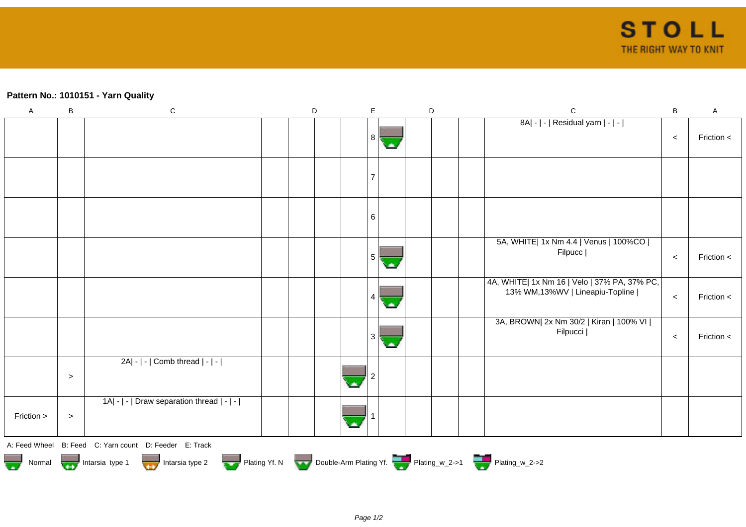**Pattern No.: 1010151 - Yarn Quality**

| A | B | C | D | | | E | | D | | | C | B | A |
|---|---|---|---|---|---|---|---|---|---|---|---|---|---|
| | | | | | | 8 | | | | | 8A\| - \| - \| Residual yarn \| - \| - \| | < | Friction < |
| | | | | | | 7 | | | | | | | |
| | | | | | | 6 | | | | | | | |
| | | | | | | 5 | | | | | 5A, WHITE\| 1x Nm 4.4 \| Venus \| 100%CO \| Filpucc \| | < | Friction < |
| | | | | | | 4 | | | | | 4A, WHITE\| 1x Nm 16 \| Velo \| 37% PA, 37% PC, 13% WM,13%WV \| Lineapiu-Topline \| | < | Friction < |
| | | | | | | 3 | | | | | 3A, BROWN\| 2x Nm 30/2 \| Kiran \| 100% VI \| Filpucci \| | < | Friction < |
| | > | 2A\| - \| - \| Comb thread \| - \| - \| | | | | 2 | | | | | | | |
| Friction > | > | 1A\| - \| - \| Draw separation thread \| - \| - \| | | | | 1 | | | | | | | |

A: Feed Wheel B: Feed C: Yarn count D: Feeder E: Track

Normal Intarsia type 1 Intarsia type 2 Plating Yf. N Double-Arm Plating Yf. Plating_w_2->1 Plating_w_2->2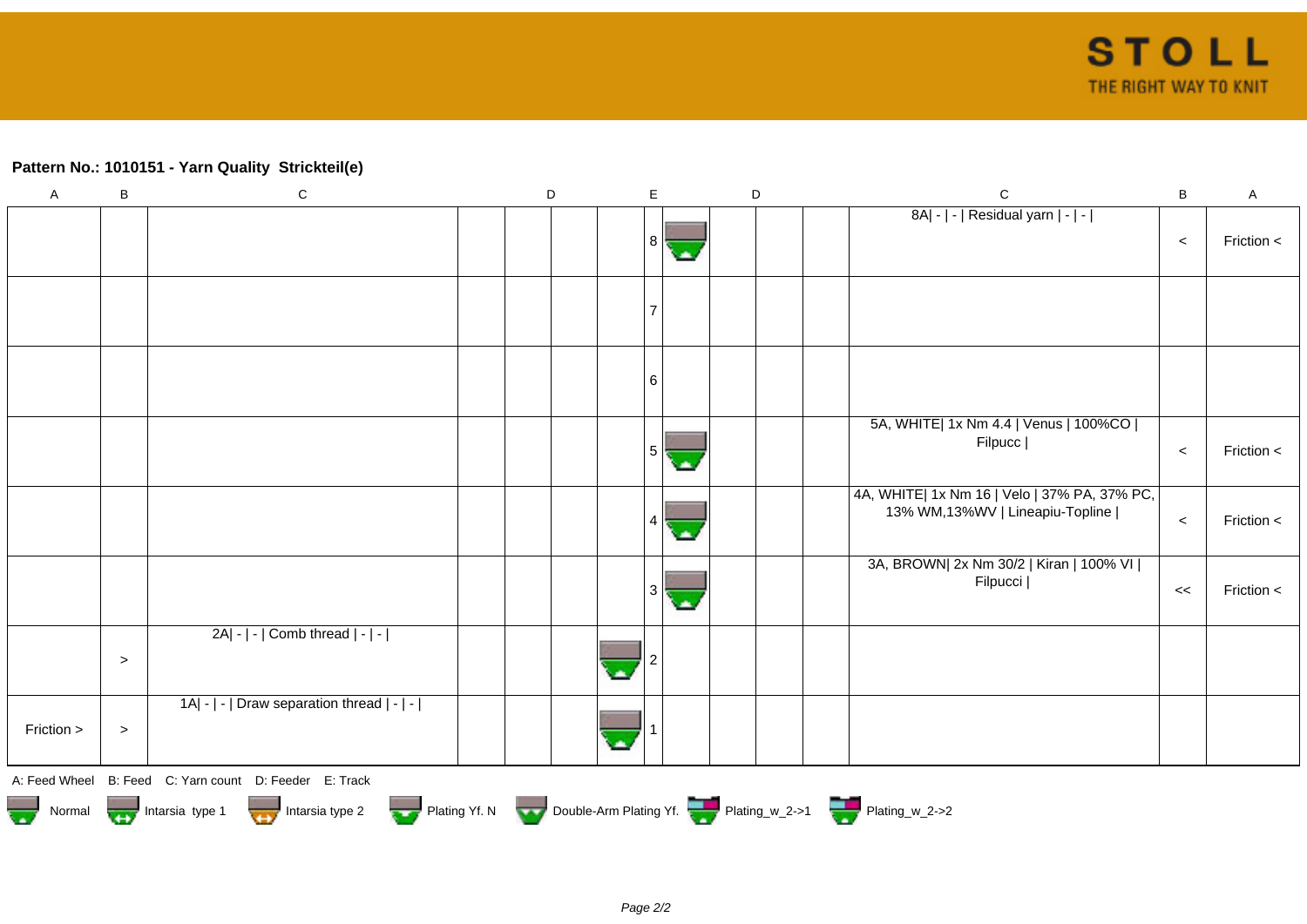**Pattern No.: 1010151 - Yarn Quality  Strickteil(e)**

| A | B | C | | D | | | E | | | D | | C | B | A |
|---|---|---|---|---|---|---|---|---|---|---|---|---|---|---|
| | | | | | | | 8 | | | | | 8A\| - \| - \| Residual yarn \| - \| - \| | < | Friction < |
| | | | | | | | 7 | | | | | | | |
| | | | | | | | 6 | | | | | | | |
| | | | | | | | 5 | | | | | 5A, WHITE\| 1x Nm 4.4 \| Venus \| 100%CO \| Filpucc \| | < | Friction < |
| | | | | | | | 4 | | | | | 4A, WHITE\| 1x Nm 16 \| Velo \| 37% PA, 37% PC, 13% WM,13%WV \| Lineapiu-Topline \| | < | Friction < |
| | | | | | | | 3 | | | | | 3A, BROWN\| 2x Nm 30/2 \| Kiran \| 100% VI \| Filpucci \| | << | Friction < |
| | > | 2A\| - \| - \| Comb thread \| - \| - \| | | | | | 2 | | | | | | | |
| Friction > | > | 1A\| - \| - \| Draw separation thread \| - \| - \| | | | | | 1 | | | | | | | |

A: Feed Wheel B: Feed C: Yarn count D: Feeder E: Track

Normal Intarsia type 1 Intarsia type 2 Plating Yf. N Double-Arm Plating Yf. Plating_w_2->1 Plating_w_2->2